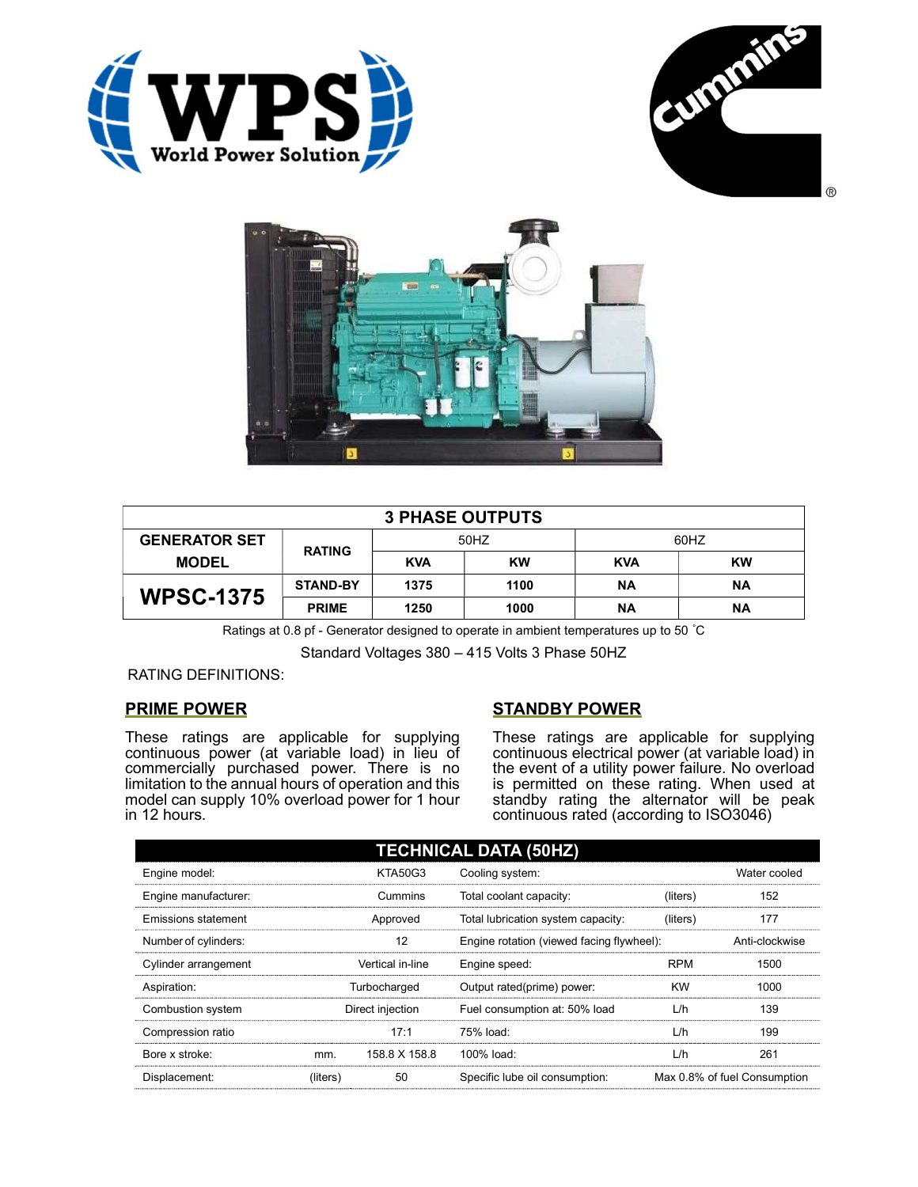## 3 PHASE OUTPUTS

| GENERATOR SET MODEL | RATING | 50HZ | | 60HZ | |
|---|---|---|---|---|---|
| | | KVA | KW | KVA | KW |
| WPSC-1375 | STAND-BY | 1375 | 1100 | NA | NA |
| | PRIME | 1250 | 1000 | NA | NA |

Ratings at 0.8 pf - Generator designed to operate in ambient temperatures up to 50 ˚C

Standard Voltages 380 – 415 Volts 3 Phase 50HZ

RATING DEFINITIONS:

### PRIME POWER

These ratings are applicable for supplying continuous power (at variable load) in lieu of commercially purchased power. There is no limitation to the annual hours of operation and this model can supply 10% overload power for 1 hour in 12 hours.

### STANDBY POWER

These ratings are applicable for supplying continuous electrical power (at variable load) in the event of a utility power failure. No overload is permitted on these rating. When used at standby rating the alternator will be peak continuous rated (according to ISO3046)

## TECHNICAL DATA (50HZ)

| | | | | | |
|---|---|---|---|---|---|
| Engine model: | | KTA50G3 | Cooling system: | | Water cooled |
| Engine manufacturer: | | Cummins | Total coolant capacity: | (liters) | 152 |
| Emissions statement | | Approved | Total lubrication system capacity: | (liters) | 177 |
| Number of cylinders: | | 12 | Engine rotation (viewed facing flywheel): | | Anti-clockwise |
| Cylinder arrangement | | Vertical in-line | Engine speed: | RPM | 1500 |
| Aspiration: | | Turbocharged | Output rated(prime) power: | KW | 1000 |
| Combustion system | | Direct injection | Fuel consumption at: 50% load | L/h | 139 |
| Compression ratio | | 17:1 | 75% load: | L/h | 199 |
| Bore x stroke: | mm. | 158.8 X 158.8 | 100% load: | L/h | 261 |
| Displacement: | (liters) | 50 | Specific lube oil consumption: | | Max 0.8% of fuel Consumption |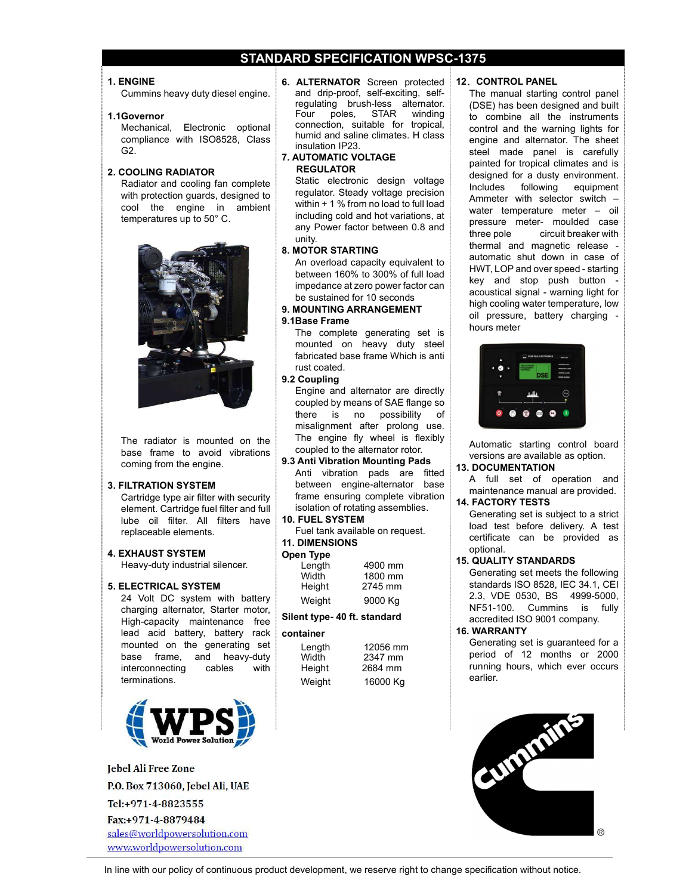# STANDARD SPECIFICATION WPSC-1375

## 1. ENGINE

Cummins heavy duty diesel engine.

### 1.1Governor

Mechanical, Electronic optional compliance with ISO8528, Class G2.

## 2. COOLING RADIATOR

Radiator and cooling fan complete with protection guards, designed to cool the engine in ambient temperatures up to 50° C.

The radiator is mounted on the base frame to avoid vibrations coming from the engine.

## 3. FILTRATION SYSTEM

Cartridge type air filter with security element. Cartridge fuel filter and full lube oil filter. All filters have replaceable elements.

## 4. EXHAUST SYSTEM

Heavy-duty industrial silencer.

## 5. ELECTRICAL SYSTEM

24 Volt DC system with battery charging alternator, Starter motor, High-capacity maintenance free lead acid battery, battery rack mounted on the generating set base frame, and heavy-duty interconnecting cables with terminations.

## 6. ALTERNATOR

Screen protected and drip-proof, self-exciting, self-regulating brush-less alternator. Four poles, STAR winding connection, suitable for tropical, humid and saline climates. H class insulation IP23.

## 7. AUTOMATIC VOLTAGE REGULATOR

Static electronic design voltage regulator. Steady voltage precision within + 1 % from no load to full load including cold and hot variations, at any Power factor between 0.8 and unity.

## 8. MOTOR STARTING

An overload capacity equivalent to between 160% to 300% of full load impedance at zero power factor can be sustained for 10 seconds

## 9. MOUNTING ARRANGEMENT

### 9.1Base Frame

The complete generating set is mounted on heavy duty steel fabricated base frame Which is anti rust coated.

### 9.2 Coupling

Engine and alternator are directly coupled by means of SAE flange so there is no possibility of misalignment after prolong use. The engine fly wheel is flexibly coupled to the alternator rotor.

### 9.3 Anti Vibration Mounting Pads

Anti vibration pads are fitted between engine-alternator base frame ensuring complete vibration isolation of rotating assemblies.

## 10. FUEL SYSTEM

Fuel tank available on request.

## 11. DIMENSIONS

**Open Type**

| | |
|---|---|
| Length | 4900 mm |
| Width | 1800 mm |
| Height | 2745 mm |
| Weight | 9000 Kg |

**Silent type- 40 ft. standard container**

| | |
|---|---|
| Length | 12056 mm |
| Width | 2347 mm |
| Height | 2684 mm |
| Weight | 16000 Kg |

## 12. CONTROL PANEL

The manual starting control panel (DSE) has been designed and built to combine all the instruments control and the warning lights for engine and alternator. The sheet steel made panel is carefully painted for tropical climates and is designed for a dusty environment. Includes following equipment Ammeter with selector switch – water temperature meter – oil pressure meter- moulded case three pole circuit breaker with thermal and magnetic release - automatic shut down in case of HWT, LOP and over speed - starting key and stop push button - acoustical signal - warning light for high cooling water temperature, low oil pressure, battery charging - hours meter

Automatic starting control board versions are available as option.

## 13. DOCUMENTATION

A full set of operation and maintenance manual are provided.

## 14. FACTORY TESTS

Generating set is subject to a strict load test before delivery. A test certificate can be provided as optional.

## 15. QUALITY STANDARDS

Generating set meets the following standards ISO 8528, IEC 34.1, CEI 2.3, VDE 0530, BS 4999-5000, NF51-100. Cummins is fully accredited ISO 9001 company.

## 16. WARRANTY

Generating set is guaranteed for a period of 12 months or 2000 running hours, which ever occurs earlier.

WPS World Power Solution

Jebel Ali Free Zone
P.O. Box 713060, Jebel Ali, UAE
Tel:+971-4-8823555
Fax:+971-4-8879484
sales@worldpowersolution.com
www.worldpowersolution.com

Cummins®

In line with our policy of continuous product development, we reserve right to change specification without notice.